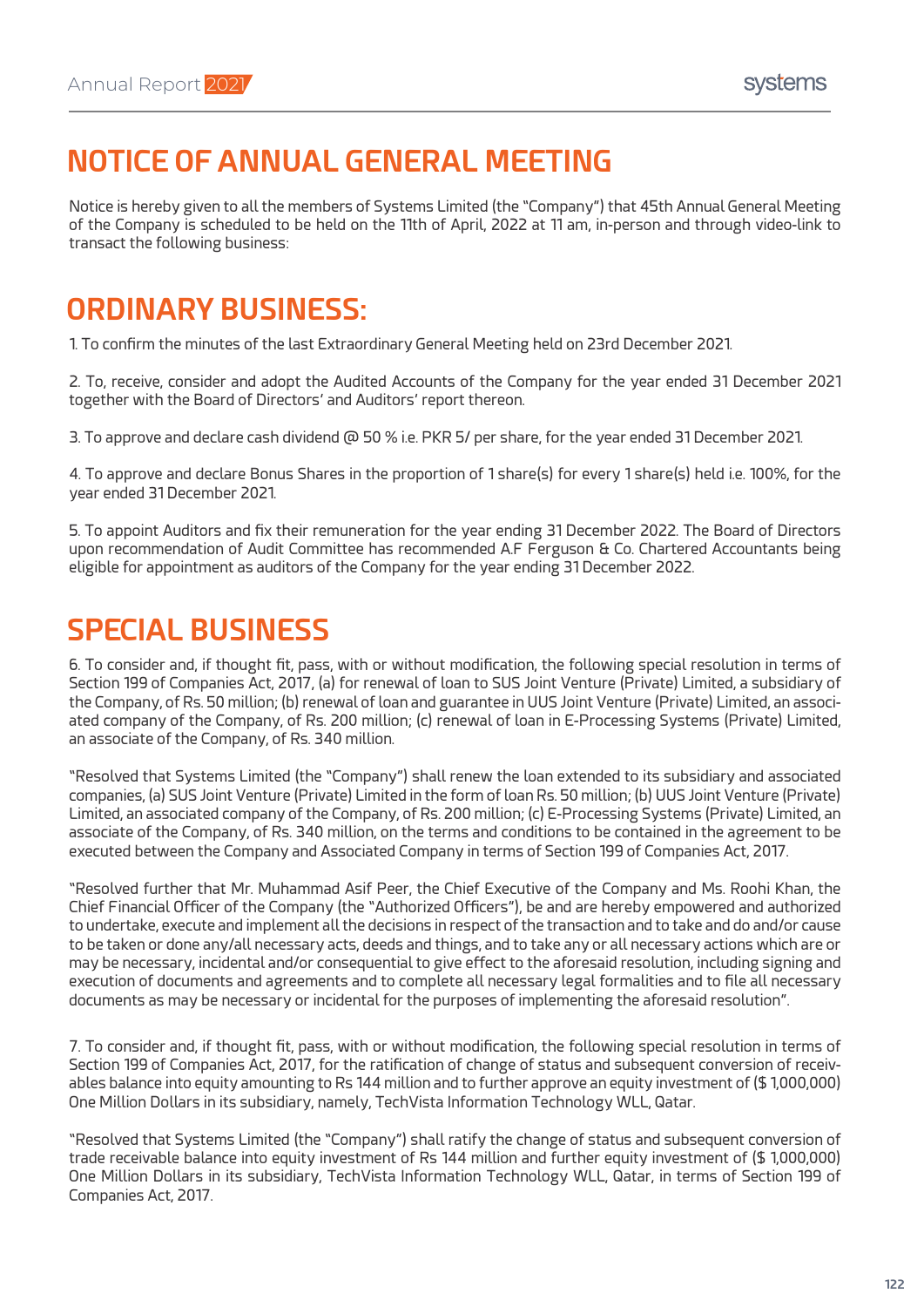# NOTICE OF ANNUAL GENERAL MEETING

Notice is hereby given to all the members of Systems Limited (the "Company") that 45th Annual General Meeting of the Company is scheduled to be held on the 11th of April, 2022 at 11 am, in-person and through video-link to transact the following business:

# ORDINARY BUSINESS:

1. To confirm the minutes of the last Extraordinary General Meeting held on 23rd December 2021.

2. To, receive, consider and adopt the Audited Accounts of the Company for the year ended 31 December 2021 together with the Board of Directors' and Auditors' report thereon.

3. To approve and declare cash dividend @ 50 % i.e. PKR 5/ per share, for the year ended 31 December 2021.

4. To approve and declare Bonus Shares in the proportion of 1 share(s) for every 1 share(s) held i.e. 100%, for the year ended 31 December 2021.

5. To appoint Auditors and fix their remuneration for the year ending 31 December 2022. The Board of Directors upon recommendation of Audit Committee has recommended A.F Ferguson & Co. Chartered Accountants being eligible for appointment as auditors of the Company for the year ending 31 December 2022.

# SPECIAL BUSINESS

6. To consider and, if thought fit, pass, with or without modification, the following special resolution in terms of Section 199 of Companies Act, 2017, (a) for renewal of loan to SUS Joint Venture (Private) Limited, a subsidiary of the Company, of Rs. 50 million; (b) renewal of loan and guarantee in UUS Joint Venture (Private) Limited, an associated company of the Company, of Rs. 200 million; (c) renewal of loan in E-Processing Systems (Private) Limited, an associate of the Company, of Rs. 340 million.

"Resolved that Systems Limited (the "Company") shall renew the loan extended to its subsidiary and associated companies, (a) SUS Joint Venture (Private) Limited in the form of loan Rs. 50 million; (b) UUS Joint Venture (Private) Limited, an associated company of the Company, of Rs. 200 million; (c) E-Processing Systems (Private) Limited, an associate of the Company, of Rs. 340 million, on the terms and conditions to be contained in the agreement to be executed between the Company and Associated Company in terms of Section 199 of Companies Act, 2017.

"Resolved further that Mr. Muhammad Asif Peer, the Chief Executive of the Company and Ms. Roohi Khan, the Chief Financial Officer of the Company (the "Authorized Officers"), be and are hereby empowered and authorized to undertake, execute and implement all the decisions in respect of the transaction and to take and do and/or cause to be taken or done any/all necessary acts, deeds and things, and to take any or all necessary actions which are or may be necessary, incidental and/or consequential to give effect to the aforesaid resolution, including signing and execution of documents and agreements and to complete all necessary legal formalities and to file all necessary documents as may be necessary or incidental for the purposes of implementing the aforesaid resolution".

7. To consider and, if thought fit, pass, with or without modification, the following special resolution in terms of Section 199 of Companies Act, 2017, for the ratification of change of status and subsequent conversion of receivables balance into equity amounting to Rs 144 million and to further approve an equity investment of ($ 1,000,000) One Million Dollars in its subsidiary, namely, TechVista Information Technology WLL, Qatar.

"Resolved that Systems Limited (the "Company") shall ratify the change of status and subsequent conversion of trade receivable balance into equity investment of Rs 144 million and further equity investment of ($ 1,000,000) One Million Dollars in its subsidiary, TechVista Information Technology WLL, Qatar, in terms of Section 199 of Companies Act, 2017.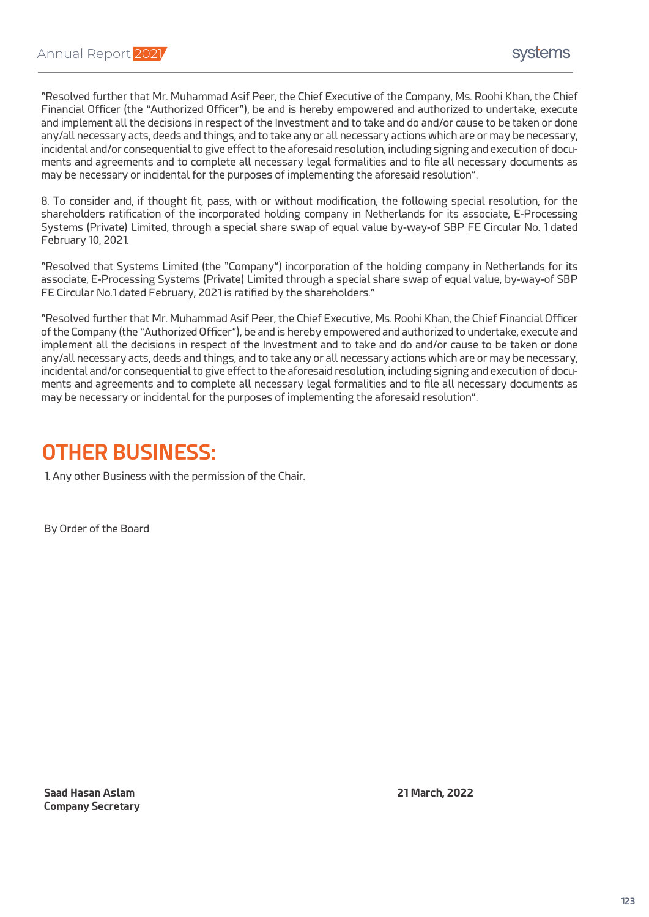"Resolved further that Mr. Muhammad Asif Peer, the Chief Executive of the Company, Ms. Roohi Khan, the Chief Financial Officer (the "Authorized Officer"), be and is hereby empowered and authorized to undertake, execute and implement all the decisions in respect of the Investment and to take and do and/or cause to be taken or done any/all necessary acts, deeds and things, and to take any or all necessary actions which are or may be necessary, incidental and/or consequential to give effect to the aforesaid resolution, including signing and execution of documents and agreements and to complete all necessary legal formalities and to file all necessary documents as may be necessary or incidental for the purposes of implementing the aforesaid resolution".

8. To consider and, if thought fit, pass, with or without modification, the following special resolution, for the shareholders ratification of the incorporated holding company in Netherlands for its associate, E-Processing Systems (Private) Limited, through a special share swap of equal value by-way-of SBP FE Circular No. 1 dated February 10, 2021.

"Resolved that Systems Limited (the "Company") incorporation of the holding company in Netherlands for its associate, E-Processing Systems (Private) Limited through a special share swap of equal value, by-way-of SBP FE Circular No.1 dated February, 2021 is ratified by the shareholders."

"Resolved further that Mr. Muhammad Asif Peer, the Chief Executive, Ms. Roohi Khan, the Chief Financial Officer of the Company (the "Authorized Officer"), be and is hereby empowered and authorized to undertake, execute and implement all the decisions in respect of the Investment and to take and do and/or cause to be taken or done any/all necessary acts, deeds and things, and to take any or all necessary actions which are or may be necessary, incidental and/or consequential to give effect to the aforesaid resolution, including signing and execution of documents and agreements and to complete all necessary legal formalities and to file all necessary documents as may be necessary or incidental for the purposes of implementing the aforesaid resolution".

## OTHER BUSINESS:

1. Any other Business with the permission of the Chair.

By Order of the Board

**Saad Hasan Aslam**
**Company Secretary**

**21 March, 2022**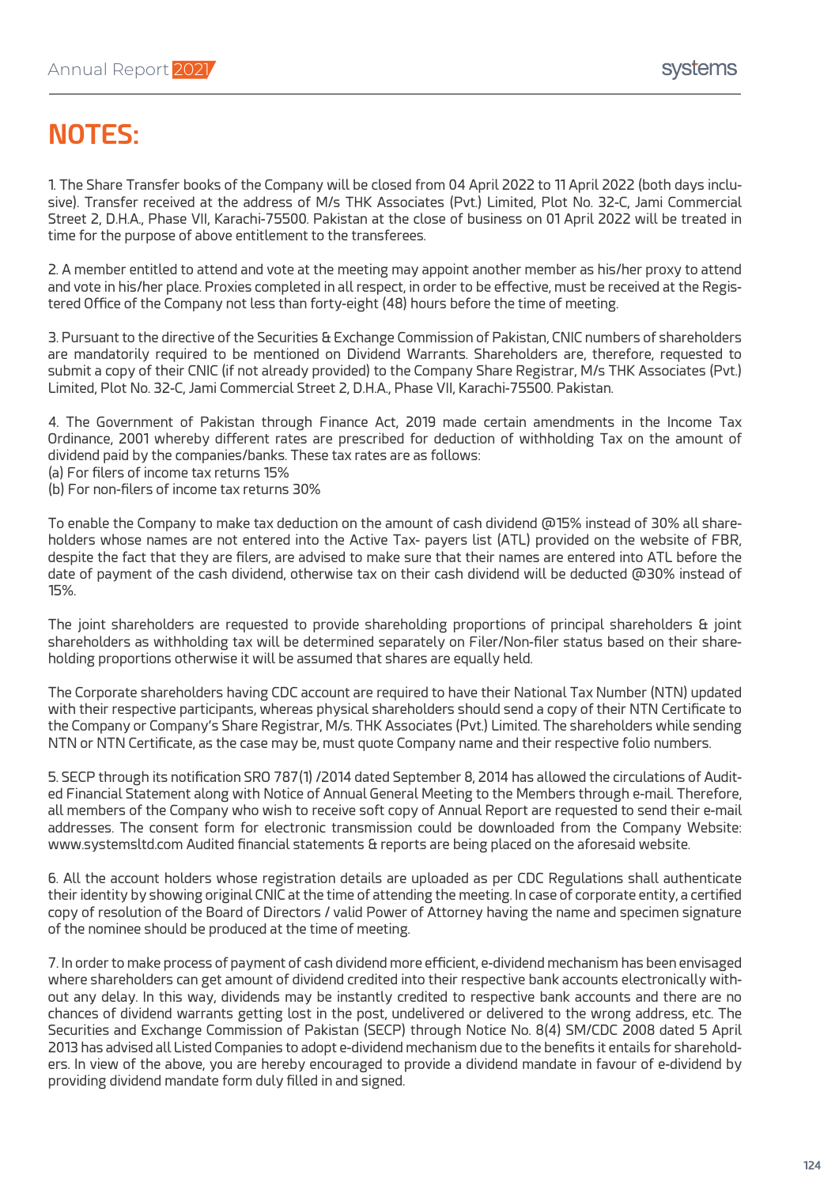# NOTES:

1. The Share Transfer books of the Company will be closed from 04 April 2022 to 11 April 2022 (both days inclusive). Transfer received at the address of M/s THK Associates (Pvt.) Limited, Plot No. 32-C, Jami Commercial Street 2, D.H.A., Phase VII, Karachi-75500. Pakistan at the close of business on 01 April 2022 will be treated in time for the purpose of above entitlement to the transferees.

2. A member entitled to attend and vote at the meeting may appoint another member as his/her proxy to attend and vote in his/her place. Proxies completed in all respect, in order to be effective, must be received at the Registered Office of the Company not less than forty-eight (48) hours before the time of meeting.

3. Pursuant to the directive of the Securities & Exchange Commission of Pakistan, CNIC numbers of shareholders are mandatorily required to be mentioned on Dividend Warrants. Shareholders are, therefore, requested to submit a copy of their CNIC (if not already provided) to the Company Share Registrar, M/s THK Associates (Pvt.) Limited, Plot No. 32-C, Jami Commercial Street 2, D.H.A., Phase VII, Karachi-75500. Pakistan.

4. The Government of Pakistan through Finance Act, 2019 made certain amendments in the Income Tax Ordinance, 2001 whereby different rates are prescribed for deduction of withholding Tax on the amount of dividend paid by the companies/banks. These tax rates are as follows:
(a) For filers of income tax returns 15%
(b) For non-filers of income tax returns 30%

To enable the Company to make tax deduction on the amount of cash dividend @15% instead of 30% all shareholders whose names are not entered into the Active Tax- payers list (ATL) provided on the website of FBR, despite the fact that they are filers, are advised to make sure that their names are entered into ATL before the date of payment of the cash dividend, otherwise tax on their cash dividend will be deducted @30% instead of 15%.

The joint shareholders are requested to provide shareholding proportions of principal shareholders & joint shareholders as withholding tax will be determined separately on Filer/Non-filer status based on their shareholding proportions otherwise it will be assumed that shares are equally held.

The Corporate shareholders having CDC account are required to have their National Tax Number (NTN) updated with their respective participants, whereas physical shareholders should send a copy of their NTN Certificate to the Company or Company's Share Registrar, M/s. THK Associates (Pvt.) Limited. The shareholders while sending NTN or NTN Certificate, as the case may be, must quote Company name and their respective folio numbers.

5. SECP through its notification SRO 787(1) /2014 dated September 8, 2014 has allowed the circulations of Audited Financial Statement along with Notice of Annual General Meeting to the Members through e-mail. Therefore, all members of the Company who wish to receive soft copy of Annual Report are requested to send their e-mail addresses. The consent form for electronic transmission could be downloaded from the Company Website: www.systemsltd.com Audited financial statements & reports are being placed on the aforesaid website.

6. All the account holders whose registration details are uploaded as per CDC Regulations shall authenticate their identity by showing original CNIC at the time of attending the meeting. In case of corporate entity, a certified copy of resolution of the Board of Directors / valid Power of Attorney having the name and specimen signature of the nominee should be produced at the time of meeting.

7. In order to make process of payment of cash dividend more efficient, e-dividend mechanism has been envisaged where shareholders can get amount of dividend credited into their respective bank accounts electronically without any delay. In this way, dividends may be instantly credited to respective bank accounts and there are no chances of dividend warrants getting lost in the post, undelivered or delivered to the wrong address, etc. The Securities and Exchange Commission of Pakistan (SECP) through Notice No. 8(4) SM/CDC 2008 dated 5 April 2013 has advised all Listed Companies to adopt e-dividend mechanism due to the benefits it entails for shareholders. In view of the above, you are hereby encouraged to provide a dividend mandate in favour of e-dividend by providing dividend mandate form duly filled in and signed.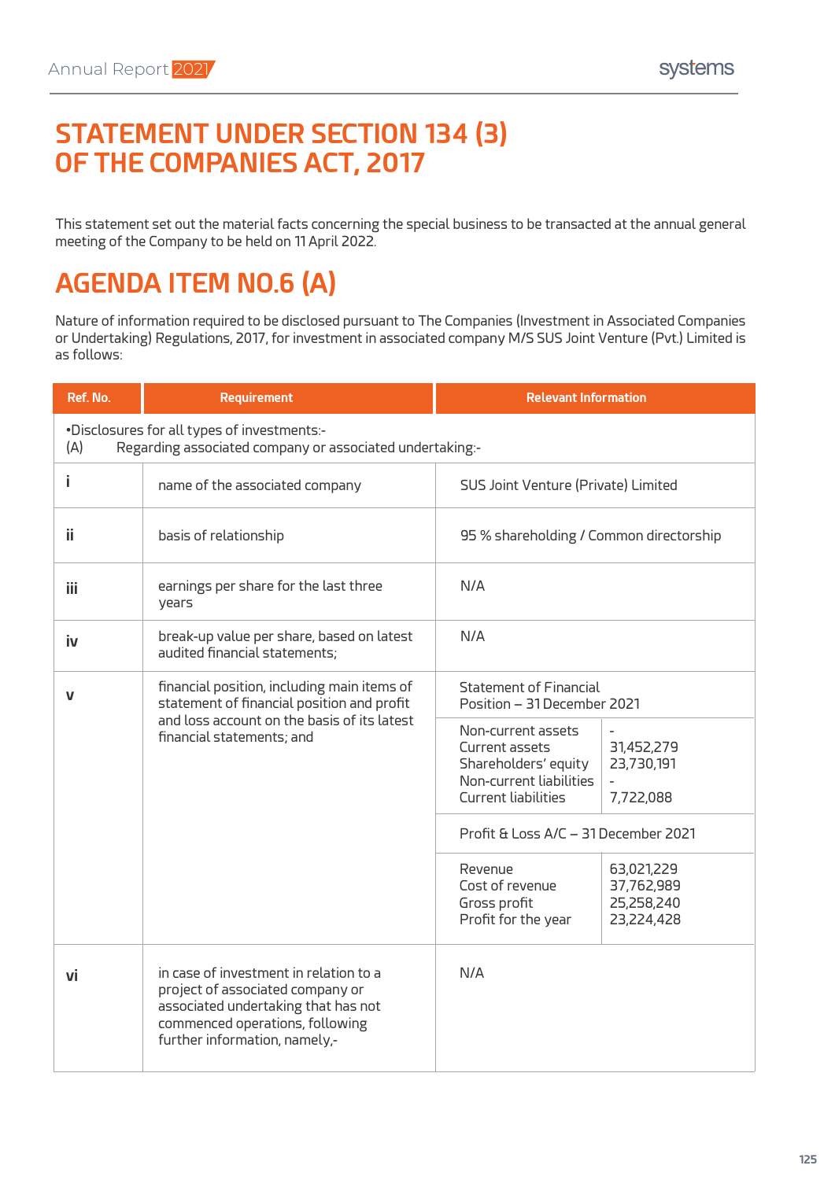# STATEMENT UNDER SECTION 134 (3) OF THE COMPANIES ACT, 2017

This statement set out the material facts concerning the special business to be transacted at the annual general meeting of the Company to be held on 11 April 2022.

## AGENDA ITEM NO.6 (A)

Nature of information required to be disclosed pursuant to The Companies (Investment in Associated Companies or Undertaking) Regulations, 2017, for investment in associated company M/S SUS Joint Venture (Pvt.) Limited is as follows:

| Ref. No. | Requirement | Relevant Information | |
|---|---|---|---|
| •Disclosures for all types of investments:- (A) Regarding associated company or associated undertaking:- | | | |
| i | name of the associated company | SUS Joint Venture (Private) Limited | |
| ii | basis of relationship | 95 % shareholding / Common directorship | |
| iii | earnings per share for the last three years | N/A | |
| iv | break-up value per share, based on latest audited financial statements; | N/A | |
| v | financial position, including main items of statement of financial position and profit and loss account on the basis of its latest financial statements; and | Statement of Financial Position – 31 December 2021 | |
| | | Non-current assets | - |
| | | Current assets | 31,452,279 |
| | | Shareholders' equity | 23,730,191 |
| | | Non-current liabilities | - |
| | | Current liabilities | 7,722,088 |
| | | Profit & Loss A/C – 31 December 2021 | |
| | | Revenue | 63,021,229 |
| | | Cost of revenue | 37,762,989 |
| | | Gross profit | 25,258,240 |
| | | Profit for the year | 23,224,428 |
| vi | in case of investment in relation to a project of associated company or associated undertaking that has not commenced operations, following further information, namely,- | N/A | |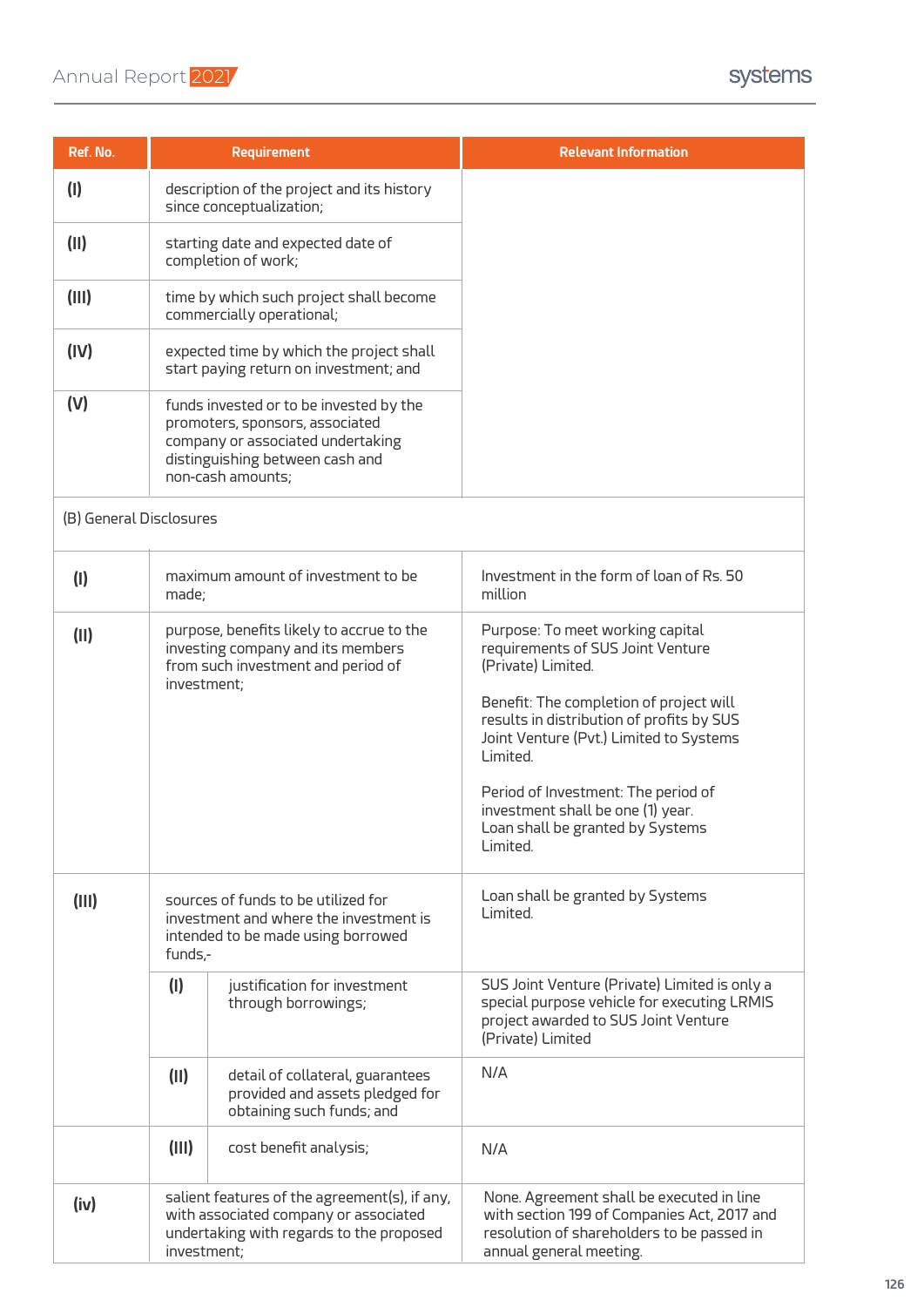| Ref. No. | Requirement | | Relevant Information |
|---|---|---|---|
| (I) | description of the project and its history since conceptualization; | | |
| (II) | starting date and expected date of completion of work; | | |
| (III) | time by which such project shall become commercially operational; | | |
| (IV) | expected time by which the project shall start paying return on investment; and | | |
| (V) | funds invested or to be invested by the promoters, sponsors, associated company or associated undertaking distinguishing between cash and non-cash amounts; | | |
| (B) General Disclosures | | | |
| (I) | maximum amount of investment to be made; | | Investment in the form of loan of Rs. 50 million |
| (II) | purpose, benefits likely to accrue to the investing company and its members from such investment and period of investment; | | Purpose: To meet working capital requirements of SUS Joint Venture (Private) Limited.<br><br>Benefit: The completion of project will results in distribution of profits by SUS Joint Venture (Pvt.) Limited to Systems Limited.<br><br>Period of Investment: The period of investment shall be one (1) year. Loan shall be granted by Systems Limited. |
| (III) | sources of funds to be utilized for investment and where the investment is intended to be made using borrowed funds,- | | Loan shall be granted by Systems Limited. |
| | (I) | justification for investment through borrowings; | SUS Joint Venture (Private) Limited is only a special purpose vehicle for executing LRMIS project awarded to SUS Joint Venture (Private) Limited |
| | (II) | detail of collateral, guarantees provided and assets pledged for obtaining such funds; and | N/A |
| | (III) | cost benefit analysis; | N/A |
| (iv) | salient features of the agreement(s), if any, with associated company or associated undertaking with regards to the proposed investment; | | None. Agreement shall be executed in line with section 199 of Companies Act, 2017 and resolution of shareholders to be passed in annual general meeting. |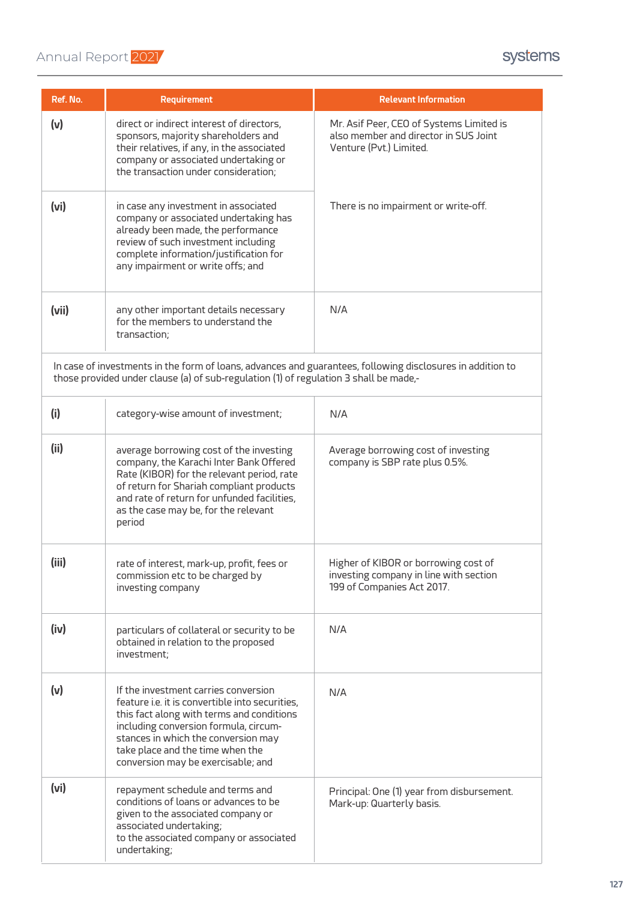| Ref. No. | Requirement | Relevant Information |
|---|---|---|
| (v) | direct or indirect interest of directors, sponsors, majority shareholders and their relatives, if any, in the associated company or associated undertaking or the transaction under consideration; | Mr. Asif Peer, CEO of Systems Limited is also member and director in SUS Joint Venture (Pvt.) Limited. |
| (vi) | in case any investment in associated company or associated undertaking has already been made, the performance review of such investment including complete information/justification for any impairment or write offs; and | There is no impairment or write-off. |
| (vii) | any other important details necessary for the members to understand the transaction; | N/A |
| In case of investments in the form of loans, advances and guarantees, following disclosures in addition to those provided under clause (a) of sub-regulation (1) of regulation 3 shall be made,- | | |
| (i) | category-wise amount of investment; | N/A |
| (ii) | average borrowing cost of the investing company, the Karachi Inter Bank Offered Rate (KIBOR) for the relevant period, rate of return for Shariah compliant products and rate of return for unfunded facilities, as the case may be, for the relevant period | Average borrowing cost of investing company is SBP rate plus 0.5%. |
| (iii) | rate of interest, mark-up, profit, fees or commission etc to be charged by investing company | Higher of KIBOR or borrowing cost of investing company in line with section 199 of Companies Act 2017. |
| (iv) | particulars of collateral or security to be obtained in relation to the proposed investment; | N/A |
| (v) | If the investment carries conversion feature i.e. it is convertible into securities, this fact along with terms and conditions including conversion formula, circum-stances in which the conversion may take place and the time when the conversion may be exercisable; and | N/A |
| (vi) | repayment schedule and terms and conditions of loans or advances to be given to the associated company or associated undertaking; to the associated company or associated undertaking; | Principal: One (1) year from disbursement. Mark-up: Quarterly basis. |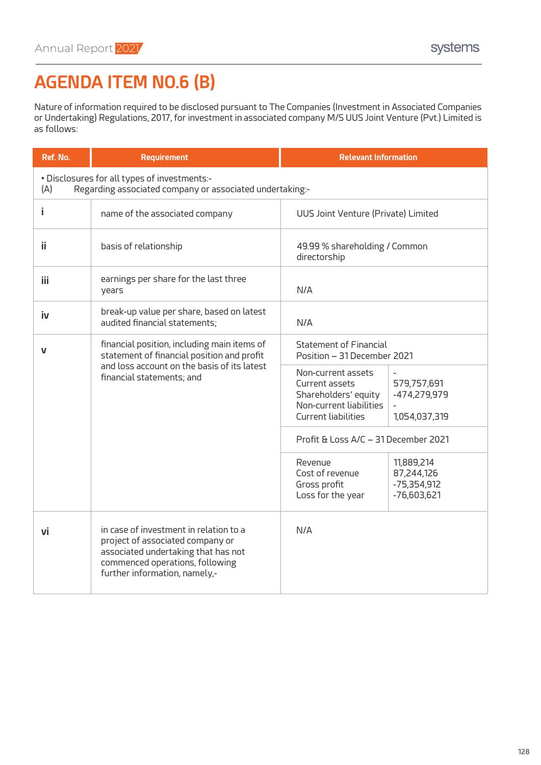# AGENDA ITEM NO.6 (B)

Nature of information required to be disclosed pursuant to The Companies (Investment in Associated Companies or Undertaking) Regulations, 2017, for investment in associated company M/S UUS Joint Venture (Pvt.) Limited is as follows:

| Ref. No. | Requirement | Relevant Information | |
|---|---|---|---|
| • Disclosures for all types of investments:-<br>(A) Regarding associated company or associated undertaking:- | | | |
| i | name of the associated company | UUS Joint Venture (Private) Limited | |
| ii | basis of relationship | 49.99 % shareholding / Common directorship | |
| iii | earnings per share for the last three years | N/A | |
| iv | break-up value per share, based on latest audited financial statements; | N/A | |
| v | financial position, including main items of statement of financial position and profit and loss account on the basis of its latest financial statements; and | Statement of Financial Position – 31 December 2021 | |
| | | Non-current assets<br>Current assets<br>Shareholders' equity<br>Non-current liabilities<br>Current liabilities | -<br>579,757,691<br>-474,279,979<br>-<br>1,054,037,319 |
| | | Profit & Loss A/C – 31 December 2021 | |
| | | Revenue<br>Cost of revenue<br>Gross profit<br>Loss for the year | 11,889,214<br>87,244,126<br>-75,354,912<br>-76,603,621 |
| vi | in case of investment in relation to a project of associated company or associated undertaking that has not commenced operations, following further information, namely,- | N/A | |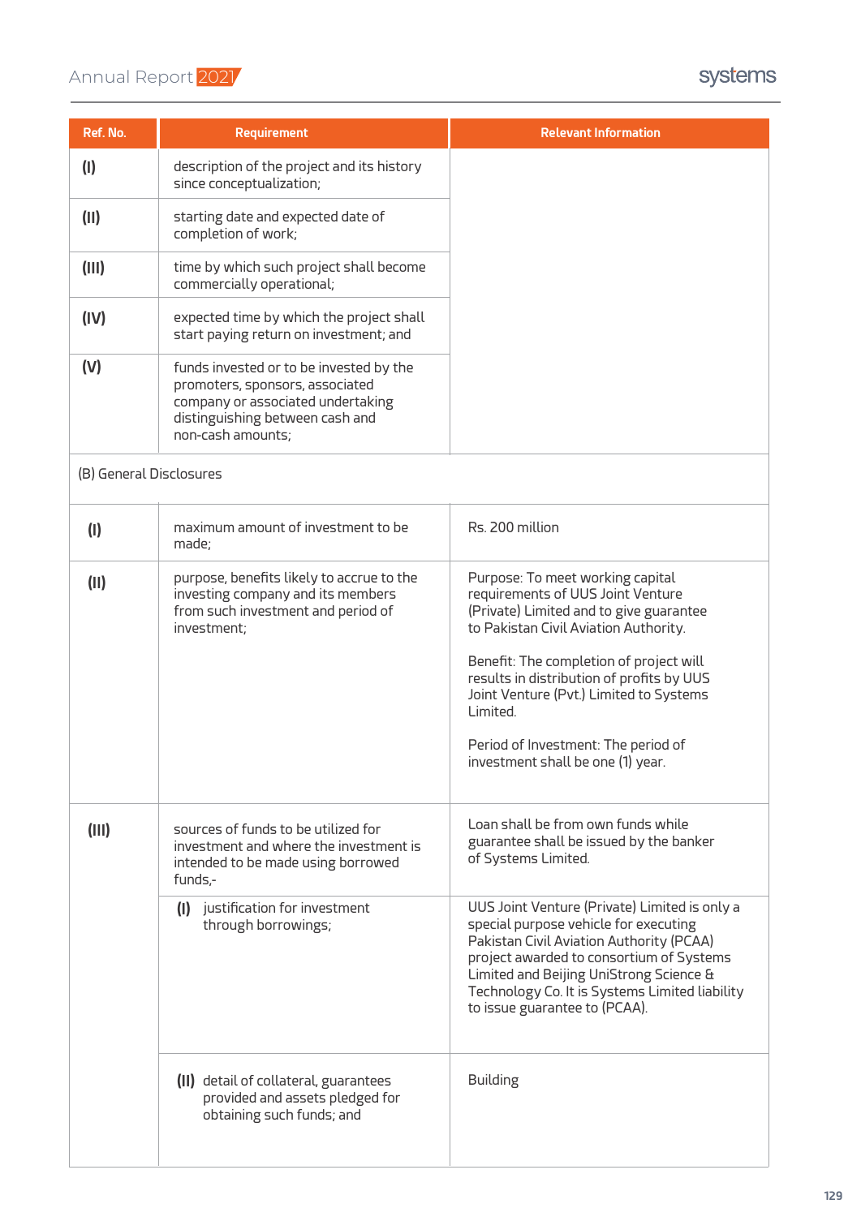| Ref. No. | Requirement | Relevant Information |
|---|---|---|
| (I) | description of the project and its history since conceptualization; | |
| (II) | starting date and expected date of completion of work; | |
| (III) | time by which such project shall become commercially operational; | |
| (IV) | expected time by which the project shall start paying return on investment; and | |
| (V) | funds invested or to be invested by the promoters, sponsors, associated company or associated undertaking distinguishing between cash and non-cash amounts; | |
| (B) General Disclosures | | |
| (I) | maximum amount of investment to be made; | Rs. 200 million |
| (II) | purpose, benefits likely to accrue to the investing company and its members from such investment and period of investment; | Purpose: To meet working capital requirements of UUS Joint Venture (Private) Limited and to give guarantee to Pakistan Civil Aviation Authority.<br><br>Benefit: The completion of project will results in distribution of profits by UUS Joint Venture (Pvt.) Limited to Systems Limited.<br><br>Period of Investment: The period of investment shall be one (1) year. |
| (III) | sources of funds to be utilized for investment and where the investment is intended to be made using borrowed funds,- | Loan shall be from own funds while guarantee shall be issued by the banker of Systems Limited. |
| | **(I)** justification for investment through borrowings; | UUS Joint Venture (Private) Limited is only a special purpose vehicle for executing Pakistan Civil Aviation Authority (PCAA) project awarded to consortium of Systems Limited and Beijing UniStrong Science & Technology Co. It is Systems Limited liability to issue guarantee to (PCAA). |
| | **(II)** detail of collateral, guarantees provided and assets pledged for obtaining such funds; and | Building |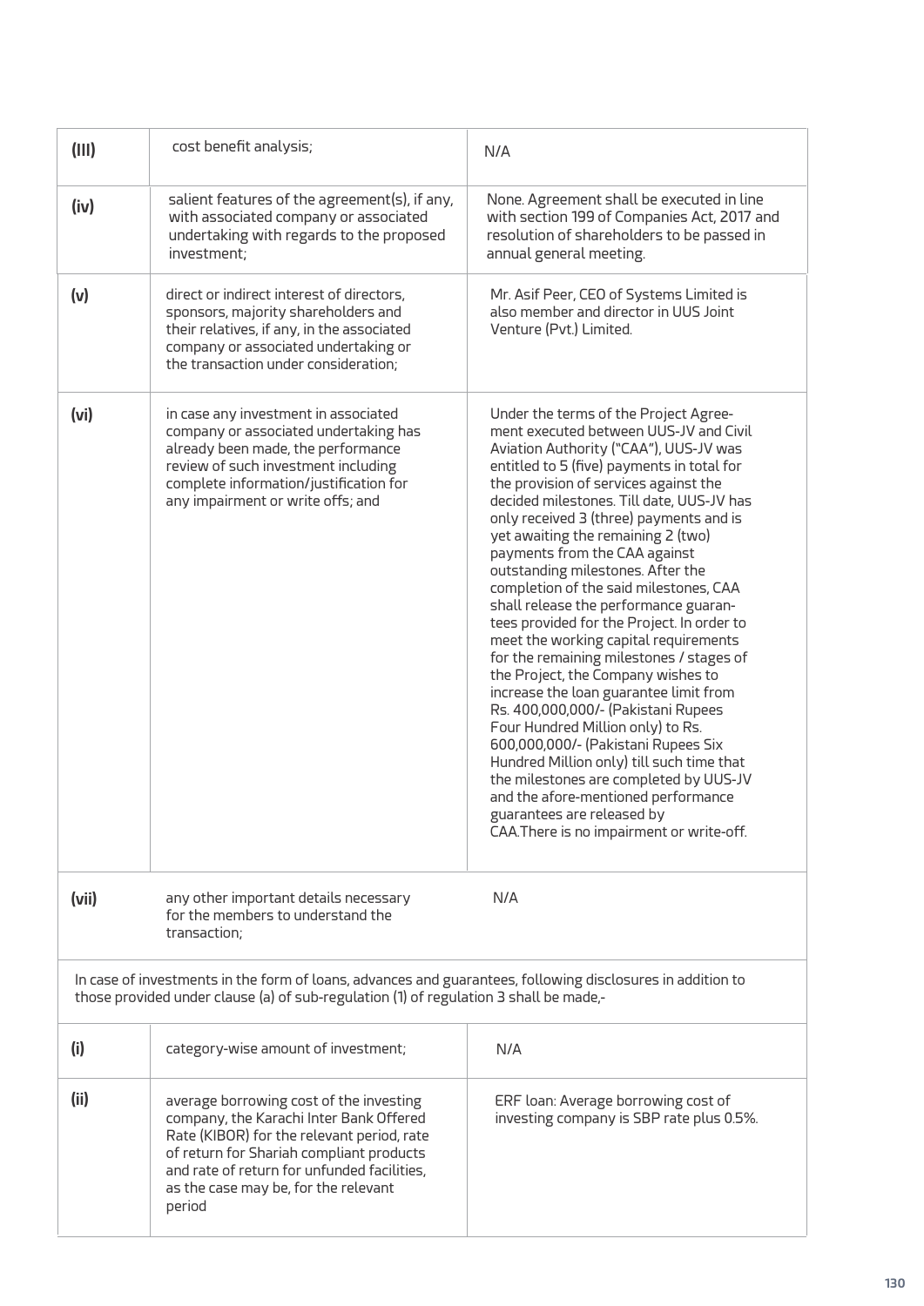| | | |
|---|---|---|
| **(III)** | cost benefit analysis; | N/A |
| **(iv)** | salient features of the agreement(s), if any, with associated company or associated undertaking with regards to the proposed investment; | None. Agreement shall be executed in line with section 199 of Companies Act, 2017 and resolution of shareholders to be passed in annual general meeting. |
| **(v)** | direct or indirect interest of directors, sponsors, majority shareholders and their relatives, if any, in the associated company or associated undertaking or the transaction under consideration; | Mr. Asif Peer, CEO of Systems Limited is also member and director in UUS Joint Venture (Pvt.) Limited. |
| **(vi)** | in case any investment in associated company or associated undertaking has already been made, the performance review of such investment including complete information/justification for any impairment or write offs; and | Under the terms of the Project Agreement executed between UUS-JV and Civil Aviation Authority ("CAA"), UUS-JV was entitled to 5 (five) payments in total for the provision of services against the decided milestones. Till date, UUS-JV has only received 3 (three) payments and is yet awaiting the remaining 2 (two) payments from the CAA against outstanding milestones. After the completion of the said milestones, CAA shall release the performance guarantees provided for the Project. In order to meet the working capital requirements for the remaining milestones / stages of the Project, the Company wishes to increase the loan guarantee limit from Rs. 400,000,000/- (Pakistani Rupees Four Hundred Million only) to Rs. 600,000,000/- (Pakistani Rupees Six Hundred Million only) till such time that the milestones are completed by UUS-JV and the afore-mentioned performance guarantees are released by CAA.There is no impairment or write-off. |
| **(vii)** | any other important details necessary for the members to understand the transaction; | N/A |

In case of investments in the form of loans, advances and guarantees, following disclosures in addition to those provided under clause (a) of sub-regulation (1) of regulation 3 shall be made,-

| | | |
|---|---|---|
| **(i)** | category-wise amount of investment; | N/A |
| **(ii)** | average borrowing cost of the investing company, the Karachi Inter Bank Offered Rate (KIBOR) for the relevant period, rate of return for Shariah compliant products and rate of return for unfunded facilities, as the case may be, for the relevant period | ERF loan: Average borrowing cost of investing company is SBP rate plus 0.5%. |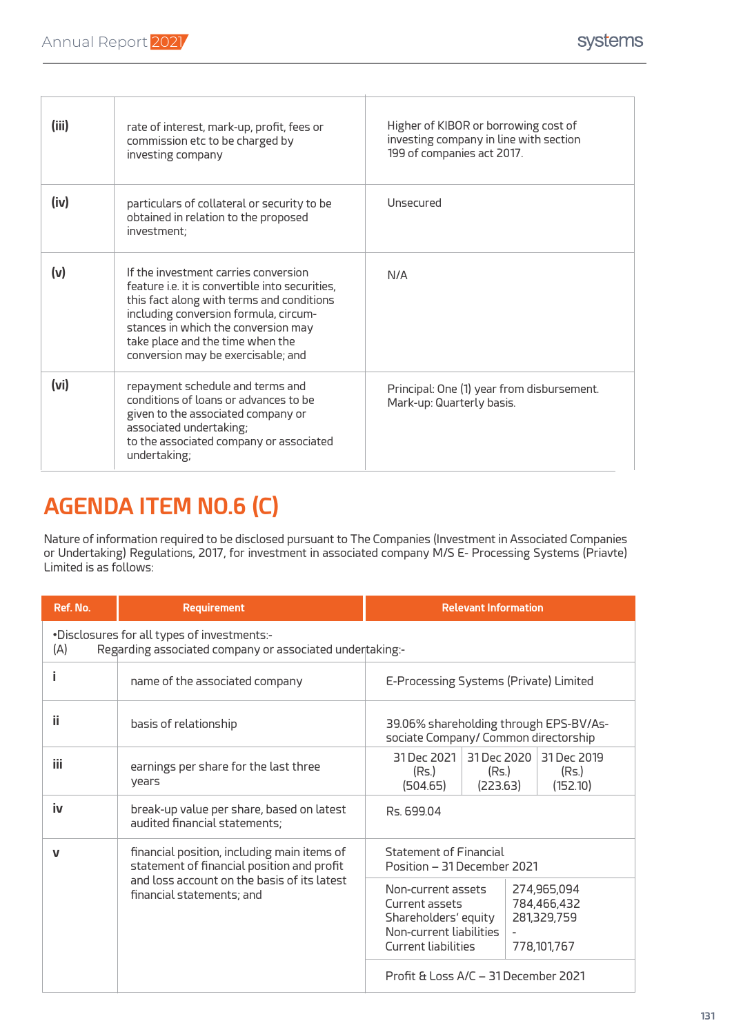| | | |
|---|---|---|
| **(iii)** | rate of interest, mark-up, profit, fees or commission etc to be charged by investing company | Higher of KIBOR or borrowing cost of investing company in line with section 199 of companies act 2017. |
| **(iv)** | particulars of collateral or security to be obtained in relation to the proposed investment; | Unsecured |
| **(v)** | If the investment carries conversion feature i.e. it is convertible into securities, this fact along with terms and conditions including conversion formula, circum-stances in which the conversion may take place and the time when the conversion may be exercisable; and | N/A |
| **(vi)** | repayment schedule and terms and conditions of loans or advances to be given to the associated company or associated undertaking; to the associated company or associated undertaking; | Principal: One (1) year from disbursement. Mark-up: Quarterly basis. |

# AGENDA ITEM NO.6 (C)

Nature of information required to be disclosed pursuant to The Companies (Investment in Associated Companies or Undertaking) Regulations, 2017, for investment in associated company M/S E- Processing Systems (Priavte) Limited is as follows:

| Ref. No. | Requirement | Relevant Information | | |
|---|---|---|---|---|
| •Disclosures for all types of investments:- (A) Regarding associated company or associated undertaking:- | | | | |
| i | name of the associated company | E-Processing Systems (Private) Limited | | |
| ii | basis of relationship | 39.06% shareholding through EPS-BV/Associate Company/ Common directorship | | |
| iii | earnings per share for the last three years | 31 Dec 2021 (Rs.) (504.65) | 31 Dec 2020 (Rs.) (223.63) | 31 Dec 2019 (Rs.) (152.10) |
| iv | break-up value per share, based on latest audited financial statements; | Rs. 699.04 | | |
| v | financial position, including main items of statement of financial position and profit and loss account on the basis of its latest financial statements; and | Statement of Financial Position – 31 December 2021 | | |
| | | Non-current assets | 274,965,094 | |
| | | Current assets | 784,466,432 | |
| | | Shareholders' equity | 281,329,759 | |
| | | Non-current liabilities | - | |
| | | Current liabilities | 778,101,767 | |
| | | Profit & Loss A/C – 31 December 2021 | | |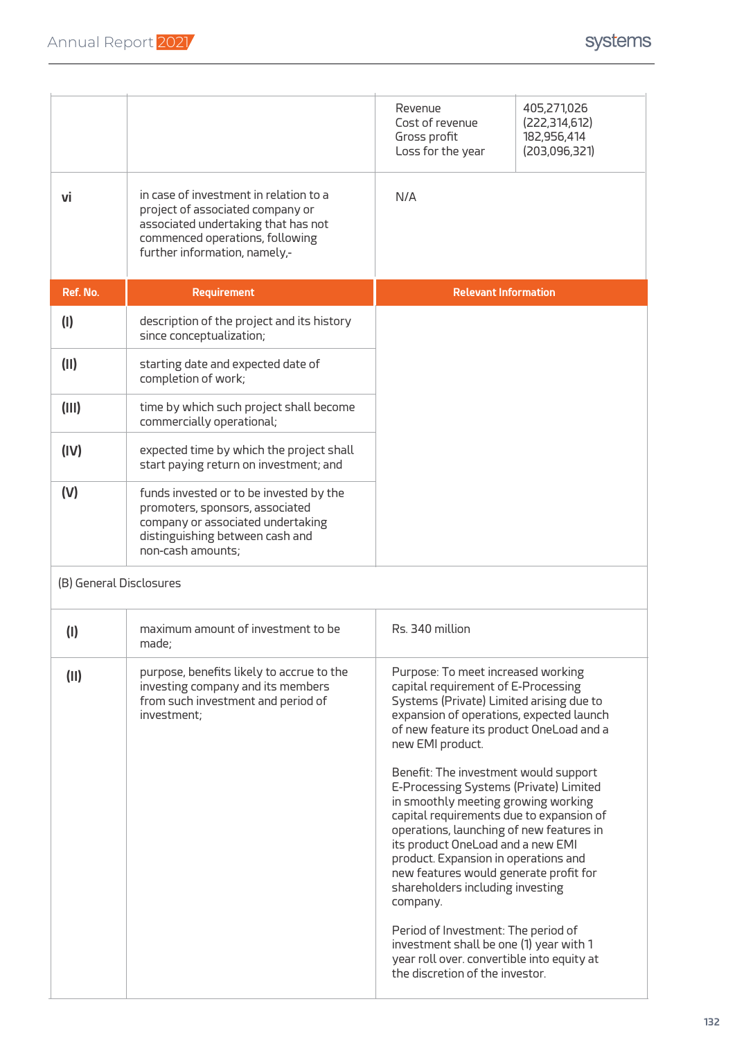| | | | |
|---|---|---|---|
| | | Revenue<br>Cost of revenue<br>Gross profit<br>Loss for the year | 405,271,026<br>(222,314,612)<br>182,956,414<br>(203,096,321) |
| vi | in case of investment in relation to a project of associated company or associated undertaking that has not commenced operations, following further information, namely,- | N/A | |

| Ref. No. | Requirement | Relevant Information |
|---|---|---|
| (I) | description of the project and its history since conceptualization; | |
| (II) | starting date and expected date of completion of work; | |
| (III) | time by which such project shall become commercially operational; | |
| (IV) | expected time by which the project shall start paying return on investment; and | |
| (V) | funds invested or to be invested by the promoters, sponsors, associated company or associated undertaking distinguishing between cash and non-cash amounts; | |
| (B) General Disclosures | | |
| (I) | maximum amount of investment to be made; | Rs. 340 million |
| (II) | purpose, benefits likely to accrue to the investing company and its members from such investment and period of investment; | Purpose: To meet increased working capital requirement of E-Processing Systems (Private) Limited arising due to expansion of operations, expected launch of new feature its product OneLoad and a new EMI product.<br><br>Benefit: The investment would support E-Processing Systems (Private) Limited in smoothly meeting growing working capital requirements due to expansion of operations, launching of new features in its product OneLoad and a new EMI product. Expansion in operations and new features would generate profit for shareholders including investing company.<br><br>Period of Investment: The period of investment shall be one (1) year with 1 year roll over. convertible into equity at the discretion of the investor. |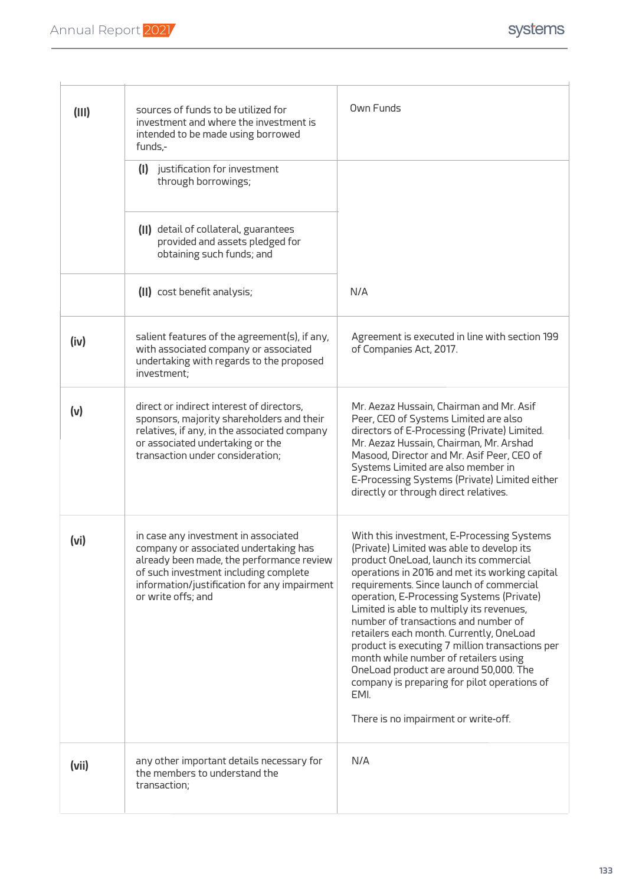| | | |
|---|---|---|
| **(III)** | sources of funds to be utilized for investment and where the investment is intended to be made using borrowed funds,- | Own Funds |
| | **(I)** justification for investment through borrowings; | |
| | **(II)** detail of collateral, guarantees provided and assets pledged for obtaining such funds; and | |
| | **(II)** cost benefit analysis; | N/A |
| **(iv)** | salient features of the agreement(s), if any, with associated company or associated undertaking with regards to the proposed investment; | Agreement is executed in line with section 199 of Companies Act, 2017. |
| **(v)** | direct or indirect interest of directors, sponsors, majority shareholders and their relatives, if any, in the associated company or associated undertaking or the transaction under consideration; | Mr. Aezaz Hussain, Chairman and Mr. Asif Peer, CEO of Systems Limited are also directors of E-Processing (Private) Limited. Mr. Aezaz Hussain, Chairman, Mr. Arshad Masood, Director and Mr. Asif Peer, CEO of Systems Limited are also member in E-Processing Systems (Private) Limited either directly or through direct relatives. |
| **(vi)** | in case any investment in associated company or associated undertaking has already been made, the performance review of such investment including complete information/justification for any impairment or write offs; and | With this investment, E-Processing Systems (Private) Limited was able to develop its product OneLoad, launch its commercial operations in 2016 and met its working capital requirements. Since launch of commercial operation, E-Processing Systems (Private) Limited is able to multiply its revenues, number of transactions and number of retailers each month. Currently, OneLoad product is executing 7 million transactions per month while number of retailers using OneLoad product are around 50,000. The company is preparing for pilot operations of EMI.<br><br>There is no impairment or write-off. |
| **(vii)** | any other important details necessary for the members to understand the transaction; | N/A |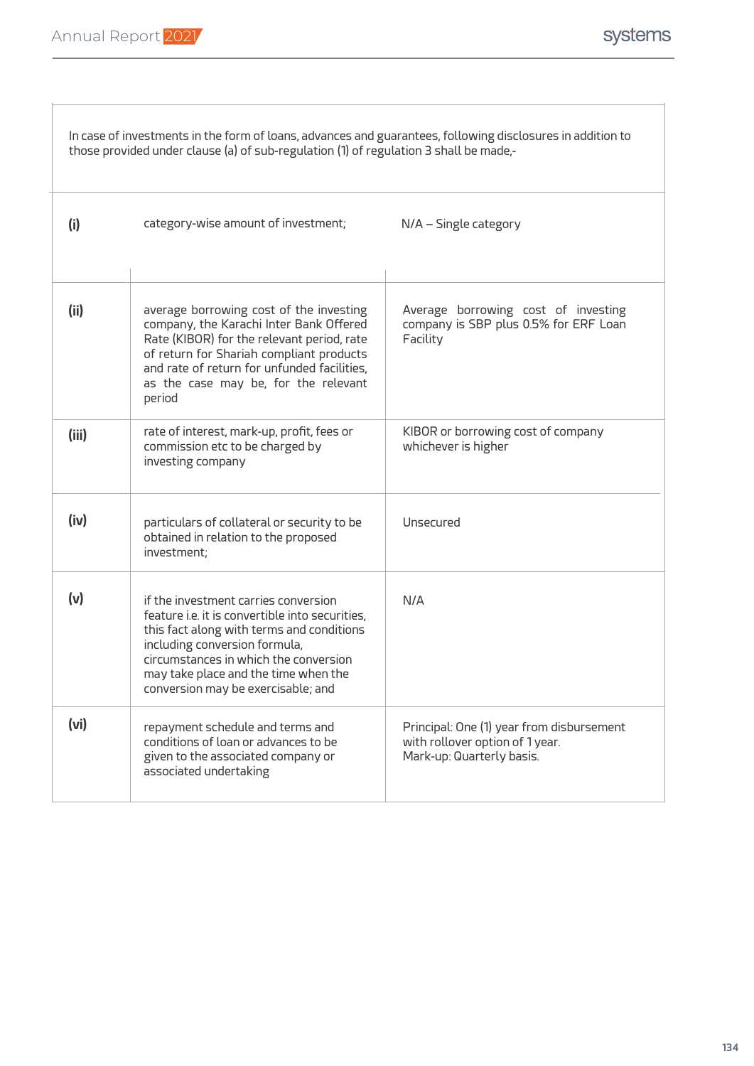| In case of investments in the form of loans, advances and guarantees, following disclosures in addition to those provided under clause (a) of sub-regulation (1) of regulation 3 shall be made,- | | |
|---|---|---|
| **(i)** | category-wise amount of investment; | N/A – Single category |
| **(ii)** | average borrowing cost of the investing company, the Karachi Inter Bank Offered Rate (KIBOR) for the relevant period, rate of return for Shariah compliant products and rate of return for unfunded facilities, as the case may be, for the relevant period | Average borrowing cost of investing company is SBP plus 0.5% for ERF Loan Facility |
| **(iii)** | rate of interest, mark-up, profit, fees or commission etc to be charged by investing company | KIBOR or borrowing cost of company whichever is higher |
| **(iv)** | particulars of collateral or security to be obtained in relation to the proposed investment; | Unsecured |
| **(v)** | if the investment carries conversion feature i.e. it is convertible into securities, this fact along with terms and conditions including conversion formula, circumstances in which the conversion may take place and the time when the conversion may be exercisable; and | N/A |
| **(vi)** | repayment schedule and terms and conditions of loan or advances to be given to the associated company or associated undertaking | Principal: One (1) year from disbursement with rollover option of 1 year.<br>Mark-up: Quarterly basis. |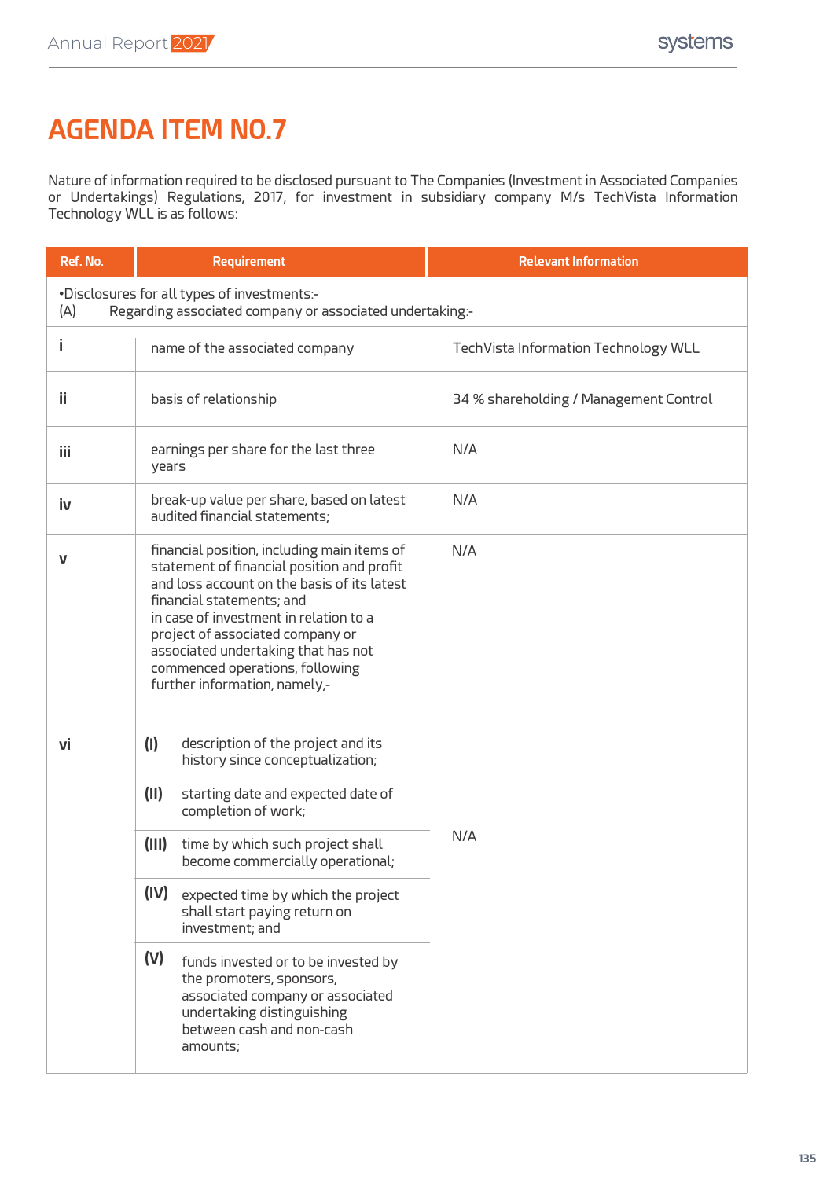# AGENDA ITEM NO.7

Nature of information required to be disclosed pursuant to The Companies (Investment in Associated Companies or Undertakings) Regulations, 2017, for investment in subsidiary company M/s TechVista Information Technology WLL is as follows:

| Ref. No. | Requirement | Relevant Information |
|---|---|---|
| •Disclosures for all types of investments:-<br>(A) Regarding associated company or associated undertaking:- | | |
| i | name of the associated company | TechVista Information Technology WLL |
| ii | basis of relationship | 34 % shareholding / Management Control |
| iii | earnings per share for the last three years | N/A |
| iv | break-up value per share, based on latest audited financial statements; | N/A |
| v | financial position, including main items of statement of financial position and profit and loss account on the basis of its latest financial statements; and<br>in case of investment in relation to a project of associated company or associated undertaking that has not commenced operations, following further information, namely,- | N/A |
| vi | (I) description of the project and its history since conceptualization; | N/A |
| | (II) starting date and expected date of completion of work; | |
| | (III) time by which such project shall become commercially operational; | |
| | (IV) expected time by which the project shall start paying return on investment; and | |
| | (V) funds invested or to be invested by the promoters, sponsors, associated company or associated undertaking distinguishing between cash and non-cash amounts; | |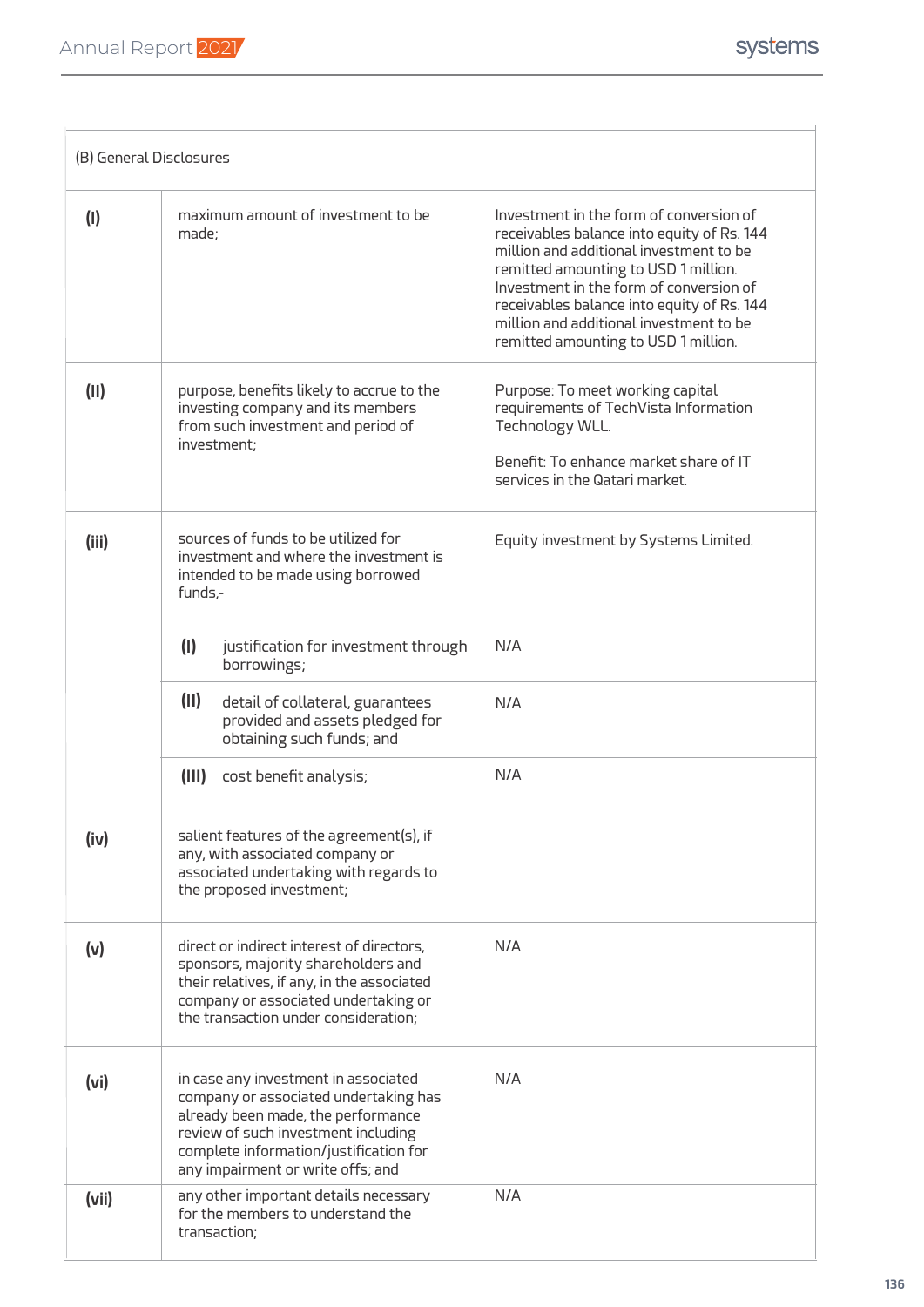| (B) General Disclosures | | |
|---|---|---|
| (I) | maximum amount of investment to be made; | Investment in the form of conversion of receivables balance into equity of Rs. 144 million and additional investment to be remitted amounting to USD 1 million. Investment in the form of conversion of receivables balance into equity of Rs. 144 million and additional investment to be remitted amounting to USD 1 million. |
| (II) | purpose, benefits likely to accrue to the investing company and its members from such investment and period of investment; | Purpose: To meet working capital requirements of TechVista Information Technology WLL.<br><br>Benefit: To enhance market share of IT services in the Qatari market. |
| (iii) | sources of funds to be utilized for investment and where the investment is intended to be made using borrowed funds,- | Equity investment by Systems Limited. |
| | (I) justification for investment through borrowings; | N/A |
| | (II) detail of collateral, guarantees provided and assets pledged for obtaining such funds; and | N/A |
| | (III) cost benefit analysis; | N/A |
| (iv) | salient features of the agreement(s), if any, with associated company or associated undertaking with regards to the proposed investment; | |
| (v) | direct or indirect interest of directors, sponsors, majority shareholders and their relatives, if any, in the associated company or associated undertaking or the transaction under consideration; | N/A |
| (vi) | in case any investment in associated company or associated undertaking has already been made, the performance review of such investment including complete information/justification for any impairment or write offs; and | N/A |
| (vii) | any other important details necessary for the members to understand the transaction; | N/A |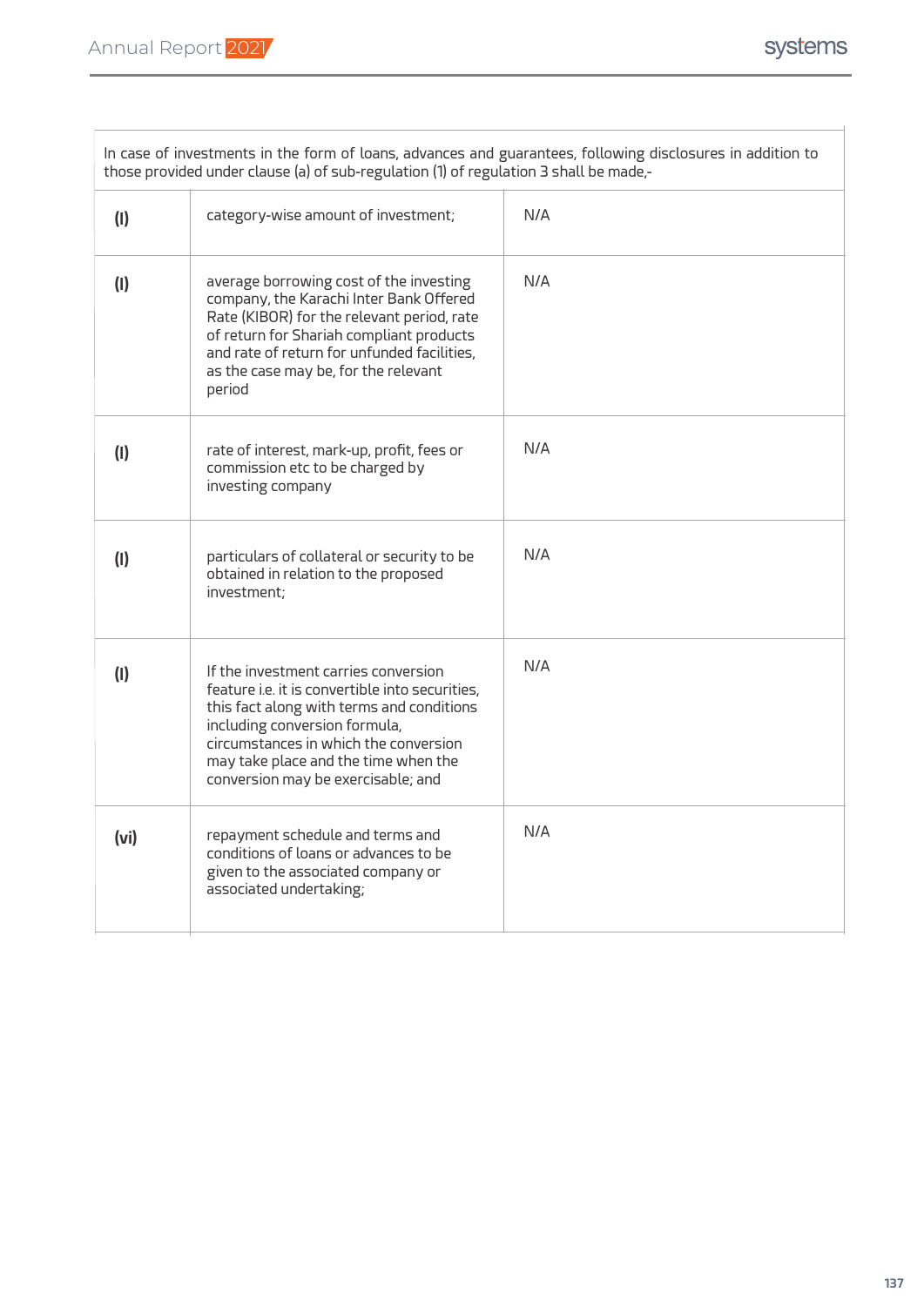| In case of investments in the form of loans, advances and guarantees, following disclosures in addition to those provided under clause (a) of sub-regulation (1) of regulation 3 shall be made,- | | |
|---|---|---|
| **(I)** | category-wise amount of investment; | N/A |
| **(I)** | average borrowing cost of the investing company, the Karachi Inter Bank Offered Rate (KIBOR) for the relevant period, rate of return for Shariah compliant products and rate of return for unfunded facilities, as the case may be, for the relevant period | N/A |
| **(I)** | rate of interest, mark-up, profit, fees or commission etc to be charged by investing company | N/A |
| **(I)** | particulars of collateral or security to be obtained in relation to the proposed investment; | N/A |
| **(I)** | If the investment carries conversion feature i.e. it is convertible into securities, this fact along with terms and conditions including conversion formula, circumstances in which the conversion may take place and the time when the conversion may be exercisable; and | N/A |
| **(vi)** | repayment schedule and terms and conditions of loans or advances to be given to the associated company or associated undertaking; | N/A |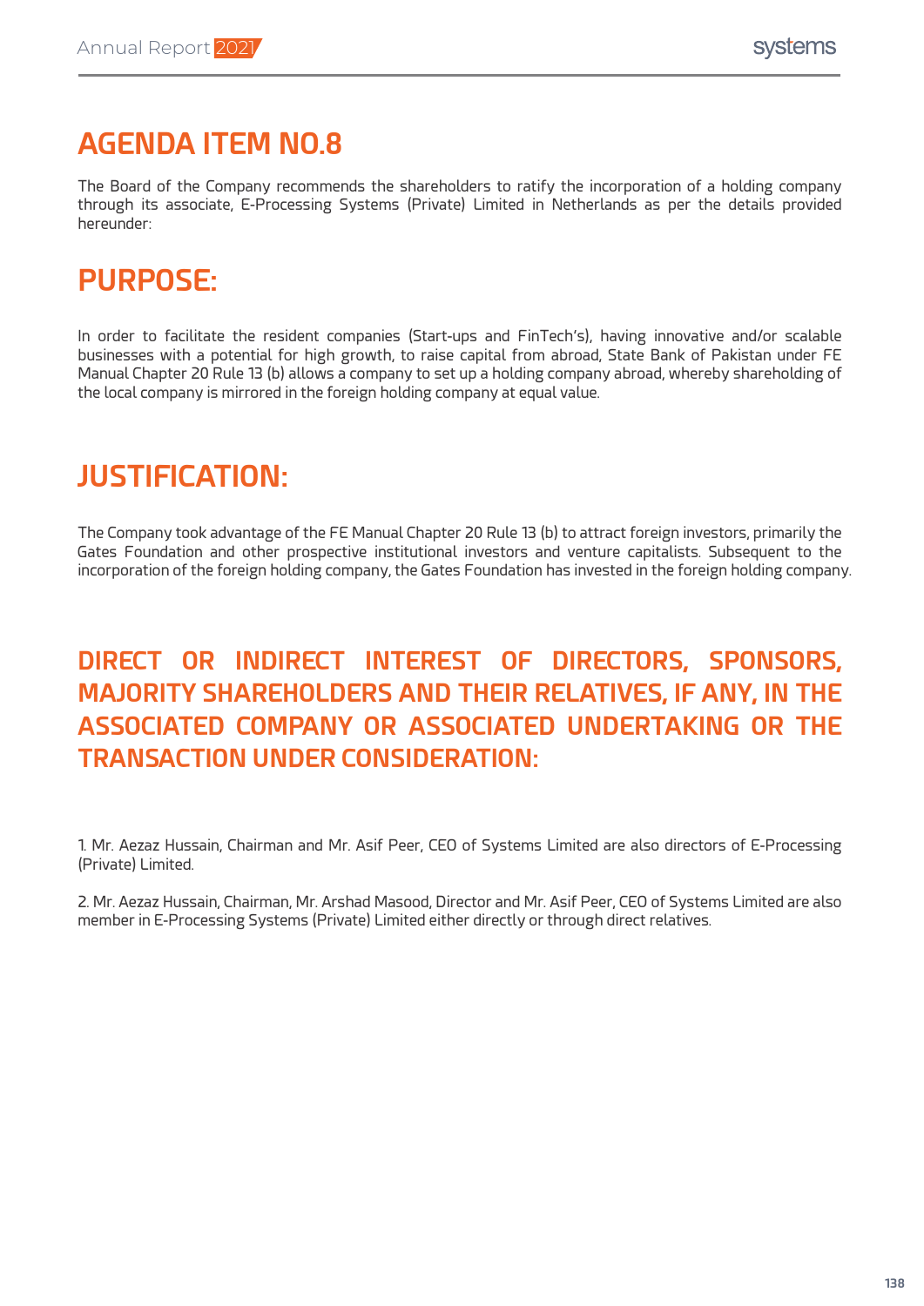# AGENDA ITEM NO.8

The Board of the Company recommends the shareholders to ratify the incorporation of a holding company through its associate, E-Processing Systems (Private) Limited in Netherlands as per the details provided hereunder:

# PURPOSE:

In order to facilitate the resident companies (Start-ups and FinTech's), having innovative and/or scalable businesses with a potential for high growth, to raise capital from abroad, State Bank of Pakistan under FE Manual Chapter 20 Rule 13 (b) allows a company to set up a holding company abroad, whereby shareholding of the local company is mirrored in the foreign holding company at equal value.

# JUSTIFICATION:

The Company took advantage of the FE Manual Chapter 20 Rule 13 (b) to attract foreign investors, primarily the Gates Foundation and other prospective institutional investors and venture capitalists. Subsequent to the incorporation of the foreign holding company, the Gates Foundation has invested in the foreign holding company.

## DIRECT OR INDIRECT INTEREST OF DIRECTORS, SPONSORS, MAJORITY SHAREHOLDERS AND THEIR RELATIVES, IF ANY, IN THE ASSOCIATED COMPANY OR ASSOCIATED UNDERTAKING OR THE TRANSACTION UNDER CONSIDERATION:

1. Mr. Aezaz Hussain, Chairman and Mr. Asif Peer, CEO of Systems Limited are also directors of E-Processing (Private) Limited.

2. Mr. Aezaz Hussain, Chairman, Mr. Arshad Masood, Director and Mr. Asif Peer, CEO of Systems Limited are also member in E-Processing Systems (Private) Limited either directly or through direct relatives.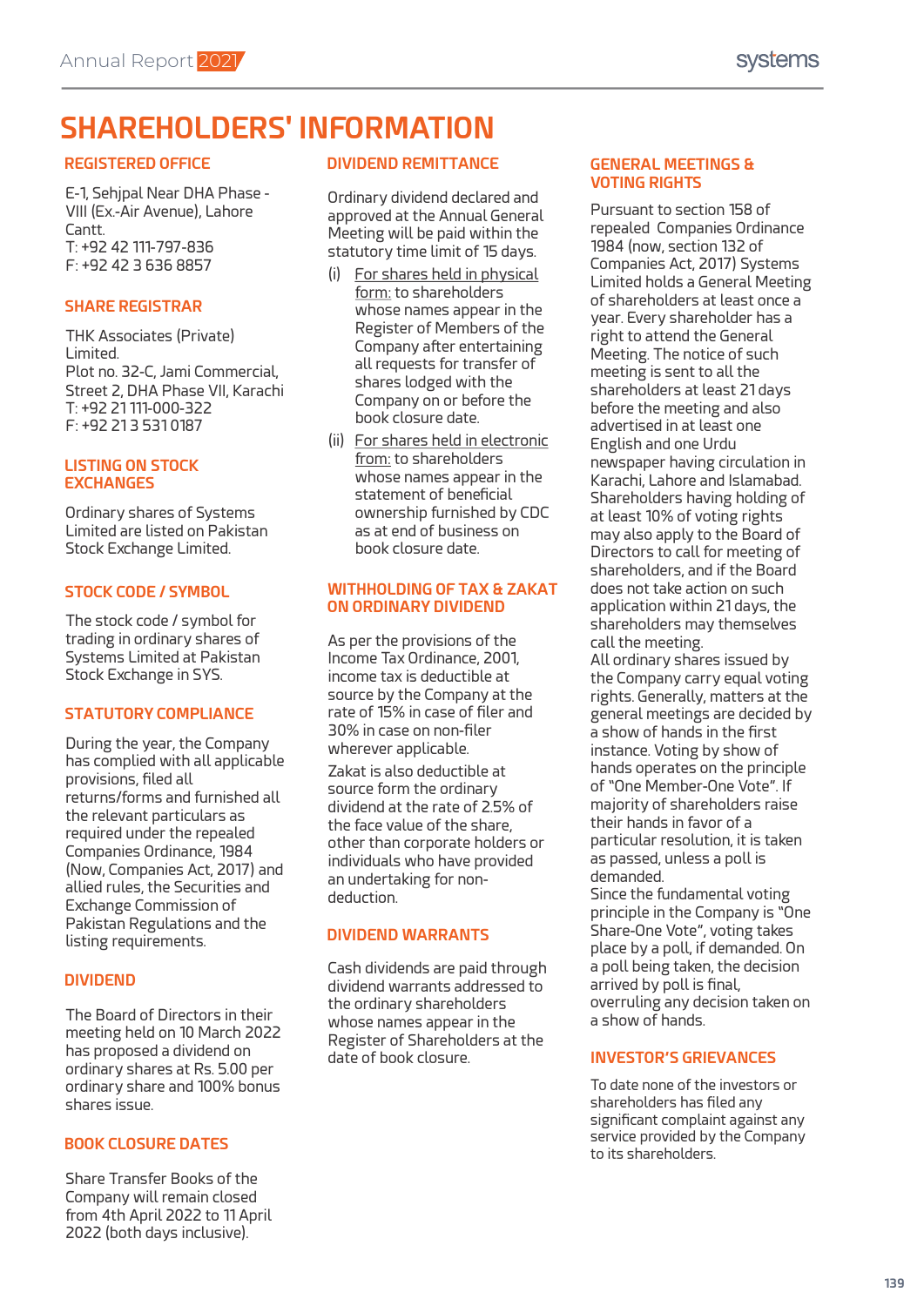# SHAREHOLDERS' INFORMATION

## REGISTERED OFFICE

E-1, Sehjpal Near DHA Phase - VIII (Ex.-Air Avenue), Lahore Cantt.
T: +92 42 111-797-836
F: +92 42 3 636 8857

## SHARE REGISTRAR

THK Associates (Private) Limited.
Plot no. 32-C, Jami Commercial, Street 2, DHA Phase VII, Karachi
T: +92 21 111-000-322
F: +92 21 3 531 0187

## LISTING ON STOCK EXCHANGES

Ordinary shares of Systems Limited are listed on Pakistan Stock Exchange Limited.

## STOCK CODE / SYMBOL

The stock code / symbol for trading in ordinary shares of Systems Limited at Pakistan Stock Exchange in SYS.

## STATUTORY COMPLIANCE

During the year, the Company has complied with all applicable provisions, filed all returns/forms and furnished all the relevant particulars as required under the repealed Companies Ordinance, 1984 (Now, Companies Act, 2017) and allied rules, the Securities and Exchange Commission of Pakistan Regulations and the listing requirements.

## DIVIDEND

The Board of Directors in their meeting held on 10 March 2022 has proposed a dividend on ordinary shares at Rs. 5.00 per ordinary share and 100% bonus shares issue.

## BOOK CLOSURE DATES

Share Transfer Books of the Company will remain closed from 4th April 2022 to 11 April 2022 (both days inclusive).

## DIVIDEND REMITTANCE

Ordinary dividend declared and approved at the Annual General Meeting will be paid within the statutory time limit of 15 days.

(i) For shares held in physical form: to shareholders whose names appear in the Register of Members of the Company after entertaining all requests for transfer of shares lodged with the Company on or before the book closure date.

(ii) For shares held in electronic from: to shareholders whose names appear in the statement of beneficial ownership furnished by CDC as at end of business on book closure date.

## WITHHOLDING OF TAX & ZAKAT ON ORDINARY DIVIDEND

As per the provisions of the Income Tax Ordinance, 2001, income tax is deductible at source by the Company at the rate of 15% in case of filer and 30% in case on non-filer wherever applicable.

Zakat is also deductible at source the ordinary dividend at the rate of 2.5% of the face value of the share, other than corporate holders or individuals who have provided an undertaking for non-deduction.

## DIVIDEND WARRANTS

Cash dividends are paid through dividend warrants addressed to the ordinary shareholders whose names appear in the Register of Shareholders at the date of book closure.

## GENERAL MEETINGS & VOTING RIGHTS

Pursuant to section 158 of repealed Companies Ordinance 1984 (now, section 132 of Companies Act, 2017) Systems Limited holds a General Meeting of shareholders at least once a year. Every shareholder has a right to attend the General Meeting. The notice of such meeting is sent to all the shareholders at least 21 days before the meeting and also advertised in at least one English and one Urdu newspaper having circulation in Karachi, Lahore and Islamabad. Shareholders having holding of at least 10% of voting rights may also apply to the Board of Directors to call for meeting of shareholders, and if the Board does not take action on such application within 21 days, the shareholders may themselves call the meeting.

All ordinary shares issued by the Company carry equal voting rights. Generally, matters at the general meetings are decided by a show of hands in the first instance. Voting by show of hands operates on the principle of "One Member-One Vote". If majority of shareholders raise their hands in favor of a particular resolution, it is taken as passed, unless a poll is demanded.

Since the fundamental voting principle in the Company is "One Share-One Vote", voting takes place by a poll, if demanded. On a poll being taken, the decision arrived by poll is final, overruling any decision taken on a show of hands.

## INVESTOR'S GRIEVANCES

To date none of the investors or shareholders has filed any significant complaint against any service provided by the Company to its shareholders.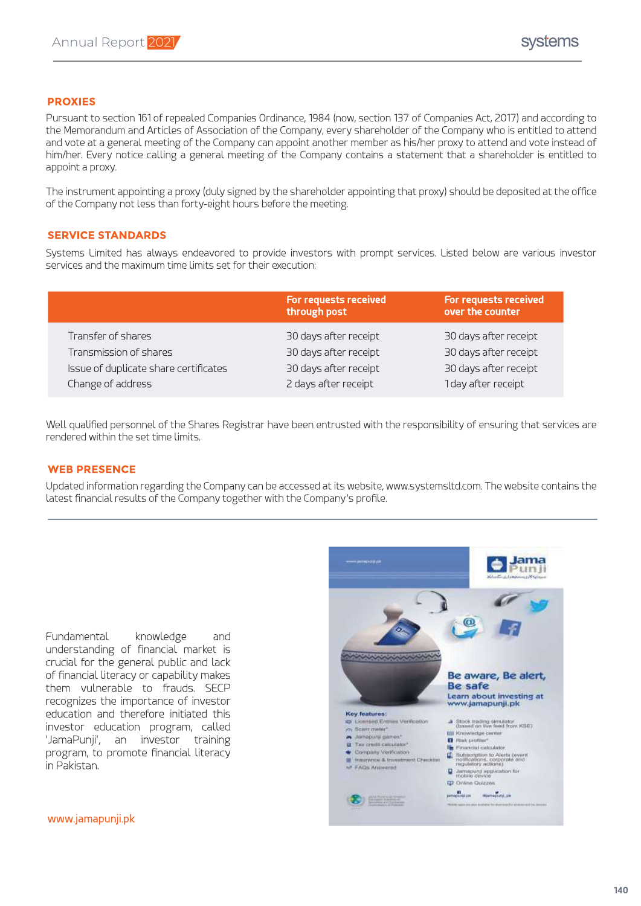## PROXIES

Pursuant to section 161 of repealed Companies Ordinance, 1984 (now, section 137 of Companies Act, 2017) and according to the Memorandum and Articles of Association of the Company, every shareholder of the Company who is entitled to attend and vote at a general meeting of the Company can appoint another member as his/her proxy to attend and vote instead of him/her. Every notice calling a general meeting of the Company contains a statement that a shareholder is entitled to appoint a proxy.

The instrument appointing a proxy (duly signed by the shareholder appointing that proxy) should be deposited at the office of the Company not less than forty-eight hours before the meeting.

## SERVICE STANDARDS

Systems Limited has always endeavored to provide investors with prompt services. Listed below are various investor services and the maximum time limits set for their execution:

| | For requests received through post | For requests received over the counter |
|---|---|---|
| Transfer of shares | 30 days after receipt | 30 days after receipt |
| Transmission of shares | 30 days after receipt | 30 days after receipt |
| Issue of duplicate share certificates | 30 days after receipt | 30 days after receipt |
| Change of address | 2 days after receipt | 1 day after receipt |

Well qualified personnel of the Shares Registrar have been entrusted with the responsibility of ensuring that services are rendered within the set time limits.

## WEB PRESENCE

Updated information regarding the Company can be accessed at its website, www.systemsltd.com. The website contains the latest financial results of the Company together with the Company's profile.

Fundamental knowledge and understanding of financial market is crucial for the general public and lack of financial literacy or capability makes them vulnerable to frauds. SECP recognizes the importance of investor education and therefore initiated this investor education program, called 'JamaPunji', an investor training program, to promote financial literacy in Pakistan.

www.jamapunji.pk